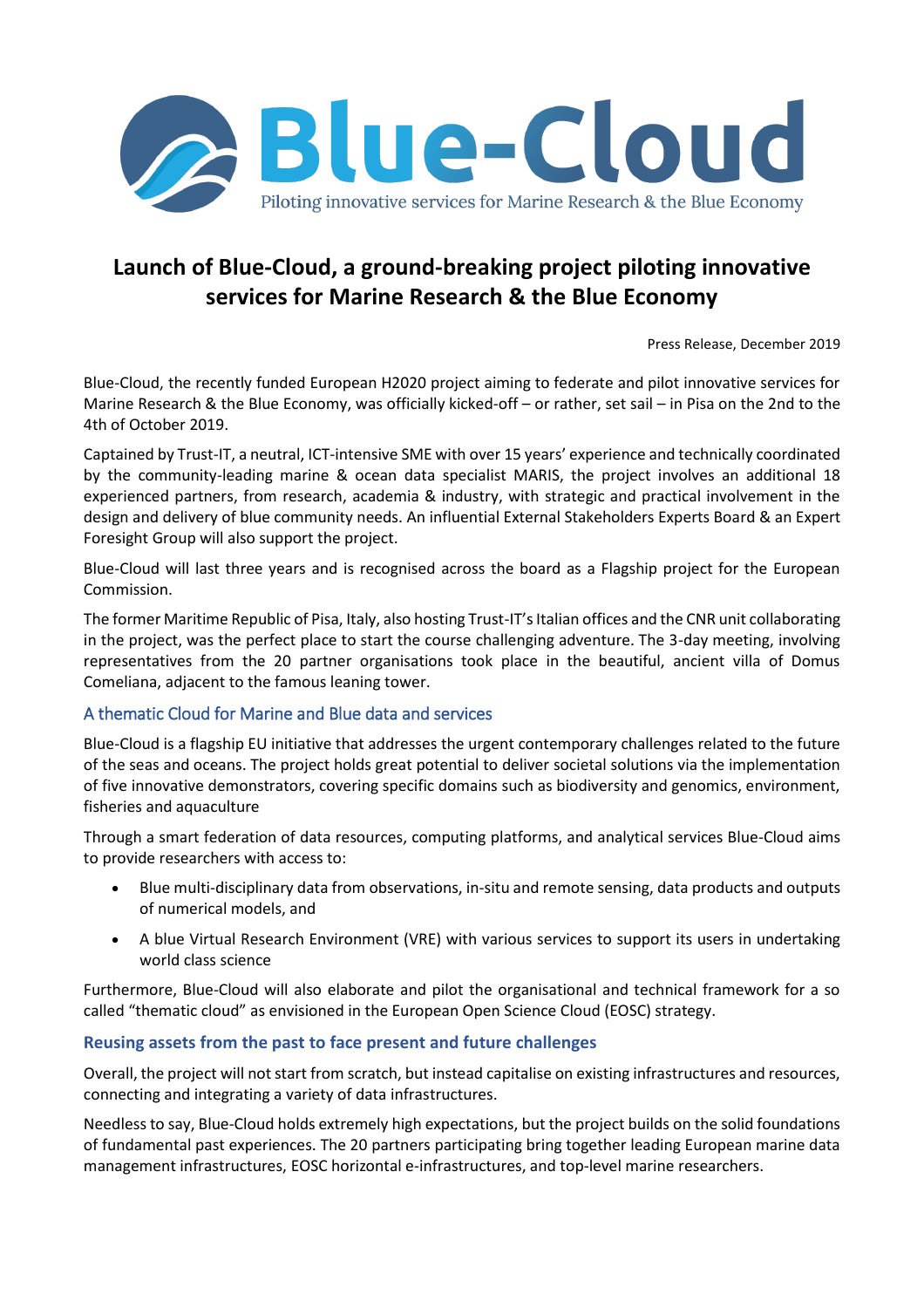Blue-Cloud

Piloting innovative services for Marine Research & the Blue Economy

# Launch of Blue-Cloud, a ground-breaking project piloting innovative services for Marine Research & the Blue Economy

Press Release, December 2019

Blue-Cloud, the recently funded European H2020 project aiming to federate and pilot innovative services for Marine Research & the Blue Economy, was officially kicked-off – or rather, set sail – in Pisa on the 2nd to the 4th of October 2019.

Captained by Trust-IT, a neutral, ICT-intensive SME with over 15 years' experience and technically coordinated by the community-leading marine & ocean data specialist MARIS, the project involves an additional 18 experienced partners, from research, academia & industry, with strategic and practical involvement in the design and delivery of blue community needs. An influential External Stakeholders Experts Board & an Expert Foresight Group will also support the project.

Blue-Cloud will last three years and is recognised across the board as a Flagship project for the European Commission.

The former Maritime Republic of Pisa, Italy, also hosting Trust-IT's Italian offices and the CNR unit collaborating in the project, was the perfect place to start the course challenging adventure. The 3-day meeting, involving representatives from the 20 partner organisations took place in the beautiful, ancient villa of Domus Comeliana, adjacent to the famous leaning tower.

## A thematic Cloud for Marine and Blue data and services

Blue-Cloud is a flagship EU initiative that addresses the urgent contemporary challenges related to the future of the seas and oceans. The project holds great potential to deliver societal solutions via the implementation of five innovative demonstrators, covering specific domains such as biodiversity and genomics, environment, fisheries and aquaculture

Through a smart federation of data resources, computing platforms, and analytical services Blue-Cloud aims to provide researchers with access to:

- Blue multi-disciplinary data from observations, in-situ and remote sensing, data products and outputs of numerical models, and
- A blue Virtual Research Environment (VRE) with various services to support its users in undertaking world class science

Furthermore, Blue-Cloud will also elaborate and pilot the organisational and technical framework for a so called "thematic cloud" as envisioned in the European Open Science Cloud (EOSC) strategy.

## Reusing assets from the past to face present and future challenges

Overall, the project will not start from scratch, but instead capitalise on existing infrastructures and resources, connecting and integrating a variety of data infrastructures.

Needless to say, Blue-Cloud holds extremely high expectations, but the project builds on the solid foundations of fundamental past experiences. The 20 partners participating bring together leading European marine data management infrastructures, EOSC horizontal e-infrastructures, and top-level marine researchers.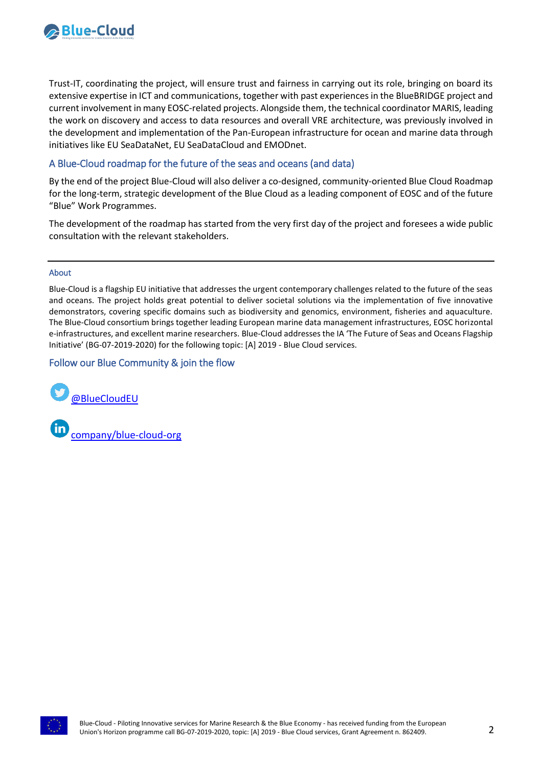Trust-IT, coordinating the project, will ensure trust and fairness in carrying out its role, bringing on board its extensive expertise in ICT and communications, together with past experiences in the BlueBRIDGE project and current involvement in many EOSC-related projects. Alongside them, the technical coordinator MARIS, leading the work on discovery and access to data resources and overall VRE architecture, was previously involved in the development and implementation of the Pan-European infrastructure for ocean and marine data through initiatives like EU SeaDataNet, EU SeaDataCloud and EMODnet.

## A Blue-Cloud roadmap for the future of the seas and oceans (and data)

By the end of the project Blue-Cloud will also deliver a co-designed, community-oriented Blue Cloud Roadmap for the long-term, strategic development of the Blue Cloud as a leading component of EOSC and of the future "Blue" Work Programmes.

The development of the roadmap has started from the very first day of the project and foresees a wide public consultation with the relevant stakeholders.

---

### About

Blue-Cloud is a flagship EU initiative that addresses the urgent contemporary challenges related to the future of the seas and oceans. The project holds great potential to deliver societal solutions via the implementation of five innovative demonstrators, covering specific domains such as biodiversity and genomics, environment, fisheries and aquaculture. The Blue-Cloud consortium brings together leading European marine data management infrastructures, EOSC horizontal e-infrastructures, and excellent marine researchers. Blue-Cloud addresses the IA 'The Future of Seas and Oceans Flagship Initiative' (BG-07-2019-2020) for the following topic: [A] 2019 - Blue Cloud services.

## Follow our Blue Community & join the flow

@BlueCloudEU

company/blue-cloud-org

Blue-Cloud - Piloting Innovative services for Marine Research & the Blue Economy - has received funding from the European Union's Horizon programme call BG-07-2019-2020, topic: [A] 2019 - Blue Cloud services, Grant Agreement n. 862409.